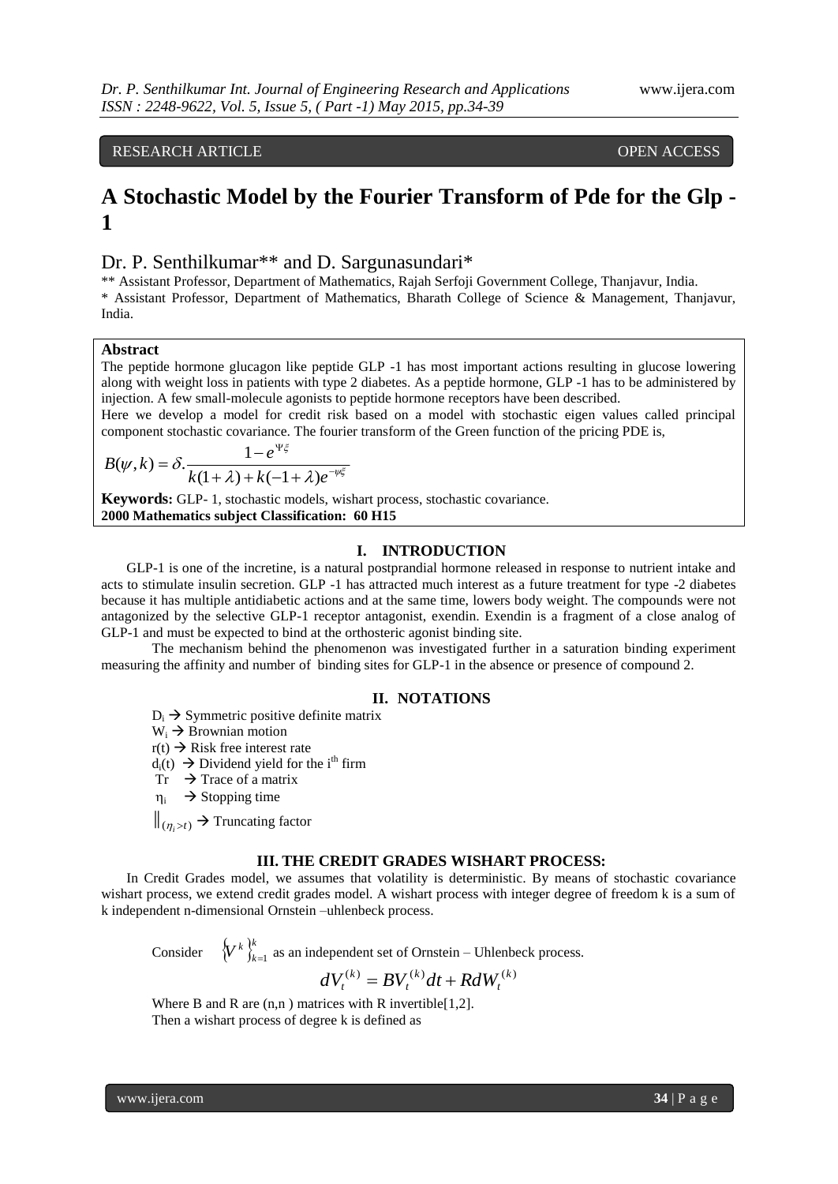RESEARCH ARTICLE OPEN ACCESS

# A Stochastic Model by the Fourier Transform of Pde for the Glp - 1

Dr. P. Senthilkumar** and D. Sargunasundari*

** Assistant Professor, Department of Mathematics, Rajah Serfoji Government College, Thanjavur, India.
* Assistant Professor, Department of Mathematics, Bharath College of Science & Management, Thanjavur, India.

**Abstract**

The peptide hormone glucagon like peptide GLP -1 has most important actions resulting in glucose lowering along with weight loss in patients with type 2 diabetes. As a peptide hormone, GLP -1 has to be administered by injection. A few small-molecule agonists to peptide hormone receptors have been described.

Here we develop a model for credit risk based on a model with stochastic eigen values called principal component stochastic covariance. The fourier transform of the Green function of the pricing PDE is,

$$B(\psi,k) = \delta.\frac{1-e^{\Psi\xi}}{k(1+\lambda)+k(-1+\lambda)e^{-\psi\xi}}$$

**Keywords:** GLP- 1, stochastic models, wishart process, stochastic covariance.
**2000 Mathematics subject Classification: 60 H15**

## I. INTRODUCTION

GLP-1 is one of the incretine, is a natural postprandial hormone released in response to nutrient intake and acts to stimulate insulin secretion. GLP -1 has attracted much interest as a future treatment for type -2 diabetes because it has multiple antidiabetic actions and at the same time, lowers body weight. The compounds were not antagonized by the selective GLP-1 receptor antagonist, exendin. Exendin is a fragment of a close analog of GLP-1 and must be expected to bind at the orthosteric agonist binding site.

The mechanism behind the phenomenon was investigated further in a saturation binding experiment measuring the affinity and number of binding sites for GLP-1 in the absence or presence of compound 2.

## II. NOTATIONS

$D_i$ → Symmetric positive definite matrix
$W_i$ → Brownian motion
$r(t)$ → Risk free interest rate
$d_i(t)$ → Dividend yield for the $i^{th}$ firm
Tr → Trace of a matrix
$\eta_i$ → Stopping time
$\|_{(\eta_i > t)}$ → Truncating factor

## III. THE CREDIT GRADES WISHART PROCESS:

In Credit Grades model, we assumes that volatility is deterministic. By means of stochastic covariance wishart process, we extend credit grades model. A wishart process with integer degree of freedom k is a sum of k independent n-dimensional Ornstein –uhlenbeck process.

Consider $\{V^k\}_{k=1}^{k}$ as an independent set of Ornstein – Uhlenbeck process.

$$dV_t^{(k)} = BV_t^{(k)}dt + RdW_t^{(k)}$$

Where B and R are (n,n ) matrices with R invertible[1,2].
Then a wishart process of degree k is defined as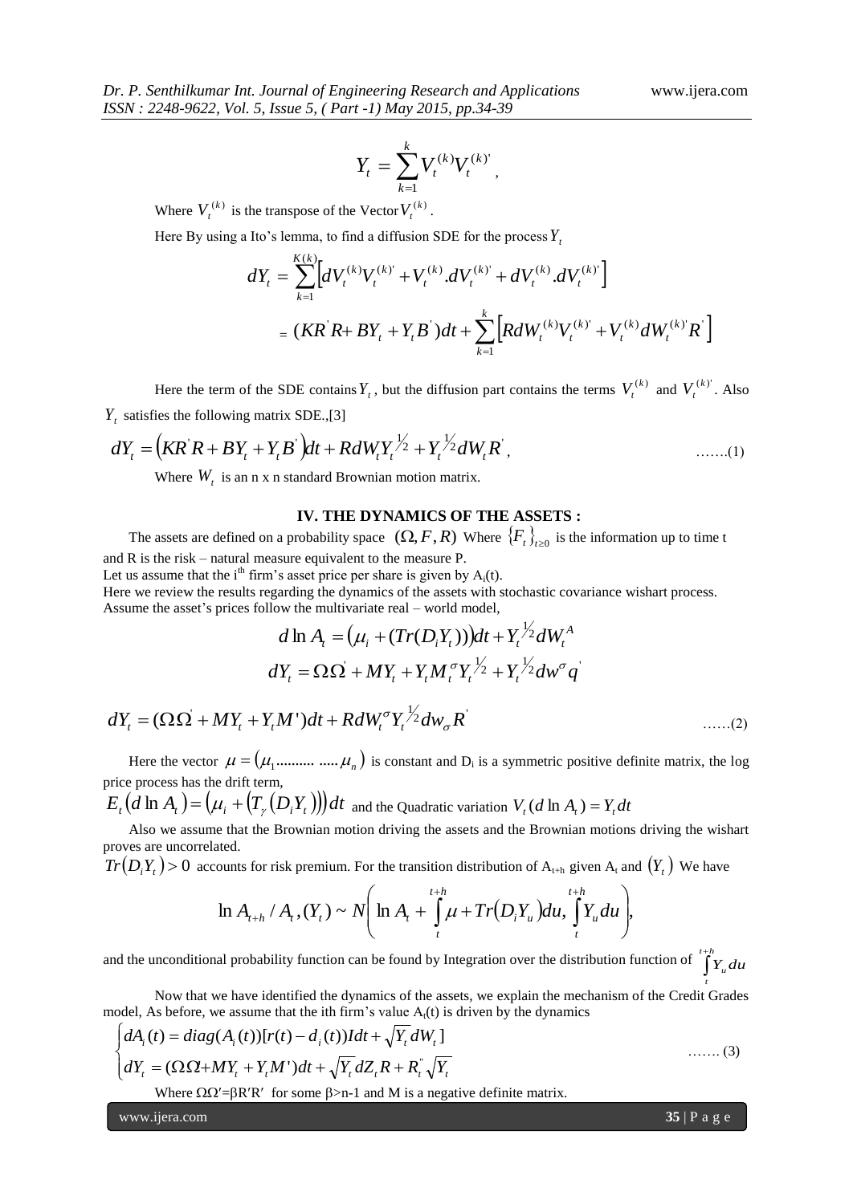$$Y_t = \sum_{k=1}^{k} V_t^{(k)} V_t^{(k)'},$$

Where $V_t^{(k)}$ is the transpose of the Vector $V_t^{(k)}$.

Here By using a Ito's lemma, to find a diffusion SDE for the process $Y_t$

$$dY_t = \sum_{k=1}^{K(k)} \left[ dV_t^{(k)} V_t^{(k)'} + V_t^{(k)} . dV_t^{(k)'} + dV_t^{(k)} . dV_t^{(k)'} \right]$$

$$= (KR^{'}R + BY_t + Y_t B^{'})dt + \sum_{k=1}^{k} \left[ R dW_t^{(k)} V_t^{(k)'} + V_t^{(k)} dW_t^{(k)'} R^{'} \right]$$

Here the term of the SDE contains $Y_t$, but the diffusion part contains the terms $V_t^{(k)}$ and $V_t^{(k)'}$. Also $Y_t$ satisfies the following matrix SDE.,[3]

$$dY_t = \left( KR^{'}R + BY_t + Y_t B^{'} \right) dt + R dW_t Y_t^{1/2} + Y_t^{1/2} dW_t R^{'}, \qquad \text{…….(1)}$$

Where $W_t$ is an n x n standard Brownian motion matrix.

## IV. THE DYNAMICS OF THE ASSETS :

The assets are defined on a probability space $(\Omega, F, R)$ Where $\{F_t\}_{t\geq 0}$ is the information up to time t and R is the risk – natural measure equivalent to the measure P.

Let us assume that the i[th] firm's asset price per share is given by $A_i(t)$.

Here we review the results regarding the dynamics of the assets with stochastic covariance wishart process. Assume the asset's prices follow the multivariate real – world model,

$$d \ln A_t = \left( \mu_i + (Tr(D_i Y_t)) \right) dt + Y_t^{1/2} dW_t^A$$

$$dY_t = \Omega\Omega^{'} + MY_t + Y_t M_t^{\sigma} Y_t^{1/2} + Y_t^{1/2} dw^{\sigma} q^{'}$$

$$dY_t = (\Omega\Omega^{'} + MY_t + Y_t M')dt + R dW_t^{\sigma} Y_t^{1/2} dw_{\sigma} R^{'} \qquad \text{……(2)}$$

Here the vector $\mu = (\mu_1 .......... ..... \mu_n)$ is constant and $D_i$ is a symmetric positive definite matrix, the log price process has the drift term,

$E_t(d \ln A_t) = \left( \mu_i + \left( T_\gamma (D_i Y_t) \right) \right) dt$ and the Quadratic variation $V_t(d \ln A_t) = Y_t dt$

Also we assume that the Brownian motion driving the assets and the Brownian motions driving the wishart proves are uncorrelated.

$Tr(D_i Y_t) > 0$ accounts for risk premium. For the transition distribution of $A_{t+h}$ given $A_t$ and $(Y_t)$ We have

$$\ln A_{t+h} / A_t, (Y_t) \sim N\left( \ln A_t + \int_t^{t+h} \mu + Tr(D_i Y_u) du, \int_t^{t+h} Y_u du \right),$$

and the unconditional probability function can be found by Integration over the distribution function of $\int_t^{t+h} Y_u du$

Now that we have identified the dynamics of the assets, we explain the mechanism of the Credit Grades model, As before, we assume that the ith firm's value $A_i(t)$ is driven by the dynamics

$$\begin{cases} dA_i(t) = diag(A_i(t))[r(t) - d_i(t))Idt + \sqrt{Y_t} dW_t] \\ dY_t = (\Omega\Omega + MY_t + Y_t M')dt + \sqrt{Y_t} dZ_t R + R_t^{"} \sqrt{Y_t} \end{cases} \qquad \text{……. (3)}$$

Where $\Omega\Omega' = \beta R'R'$ for some $\beta > n-1$ and M is a negative definite matrix.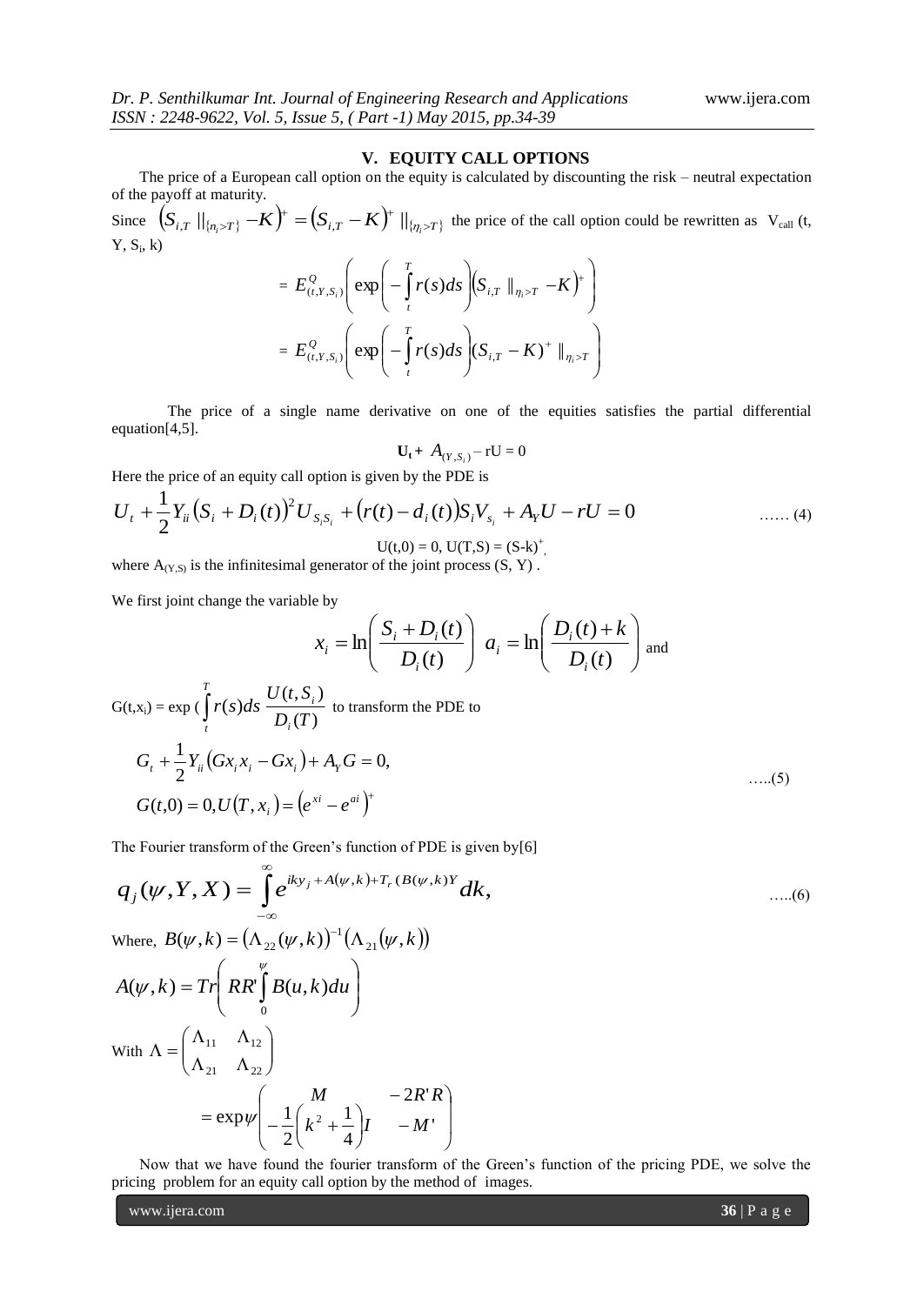## V. EQUITY CALL OPTIONS

The price of a European call option on the equity is calculated by discounting the risk – neutral expectation of the payoff at maturity.

Since $\left(S_{i,T} \parallel_{\{n_i > T\}} - K\right)^+ = \left(S_{i,T} - K\right)^+ \parallel_{\{\eta_i > T\}}$ the price of the call option could be rewritten as $V_{call}$ (t, Y, $S_i$, k)

$$= E^Q_{(t,Y,S_i)}\left( \exp\left( -\int_t^T r(s)ds \right) \left( S_{i,T} \parallel_{\eta_i > T} - K \right)^+ \right)$$

$$= E^Q_{(t,Y,S_i)}\left( \exp\left( -\int_t^T r(s)ds \right) \left( S_{i,T} - K \right)^+ \parallel_{\eta_i > T} \right)$$

The price of a single name derivative on one of the equities satisfies the partial differential equation[4,5].

$$\mathbf{U_t} + A_{(Y,S_i)} - rU = 0$$

Here the price of an equity call option is given by the PDE is

$$U_t + \frac{1}{2} Y_{ii} \left( S_i + D_i(t) \right)^2 U_{S_i S_i} + \left( r(t) - d_i(t) \right) S_i V_{s_i} + A_Y U - rU = 0 \qquad \text{...... (4)}$$

$$U(t,0) = 0,\ U(T,S) = (S-k)^+,$$

where $A_{(Y,S)}$ is the infinitesimal generator of the joint process (S, Y) .

We first joint change the variable by

$$x_i = \ln\left( \frac{S_i + D_i(t)}{D_i(t)} \right) \quad a_i = \ln\left( \frac{D_i(t) + k}{D_i(t)} \right) \text{ and}$$

G(t,$x_i$) = exp ( $\int_t^T r(s)ds \ \frac{U(t,S_i)}{D_i(T)}$ to transform the PDE to

$$G_t + \frac{1}{2} Y_{ii} \left( G x_i x_i - G x_i \right) + A_Y G = 0,$$
$$G(t,0) = 0, U\left(T, x_i\right) = \left( e^{xi} - e^{ai} \right)^+ \qquad \text{.....(5)}$$

The Fourier transform of the Green's function of PDE is given by[6]

$$q_j(\psi, Y, X) = \int_{-\infty}^{\infty} e^{iky_j + A(\psi,k) + T_r(B(\psi,k)Y} dk, \qquad \text{.....(6)}$$

Where, $B(\psi,k) = \left( \Lambda_{22}(\psi,k) \right)^{-1} \left( \Lambda_{21}(\psi,k) \right)$

$$A(\psi,k) = Tr\left( RR' \int_0^{\psi} B(u,k)du \right)$$

With $\Lambda = \begin{pmatrix} \Lambda_{11} & \Lambda_{12} \\ \Lambda_{21} & \Lambda_{22} \end{pmatrix}$

$$= \exp \psi \begin{pmatrix} M & -2R'R \\ -\frac{1}{2}\left( k^2 + \frac{1}{4} \right) I & -M' \end{pmatrix}$$

Now that we have found the fourier transform of the Green's function of the pricing PDE, we solve the pricing problem for an equity call option by the method of images.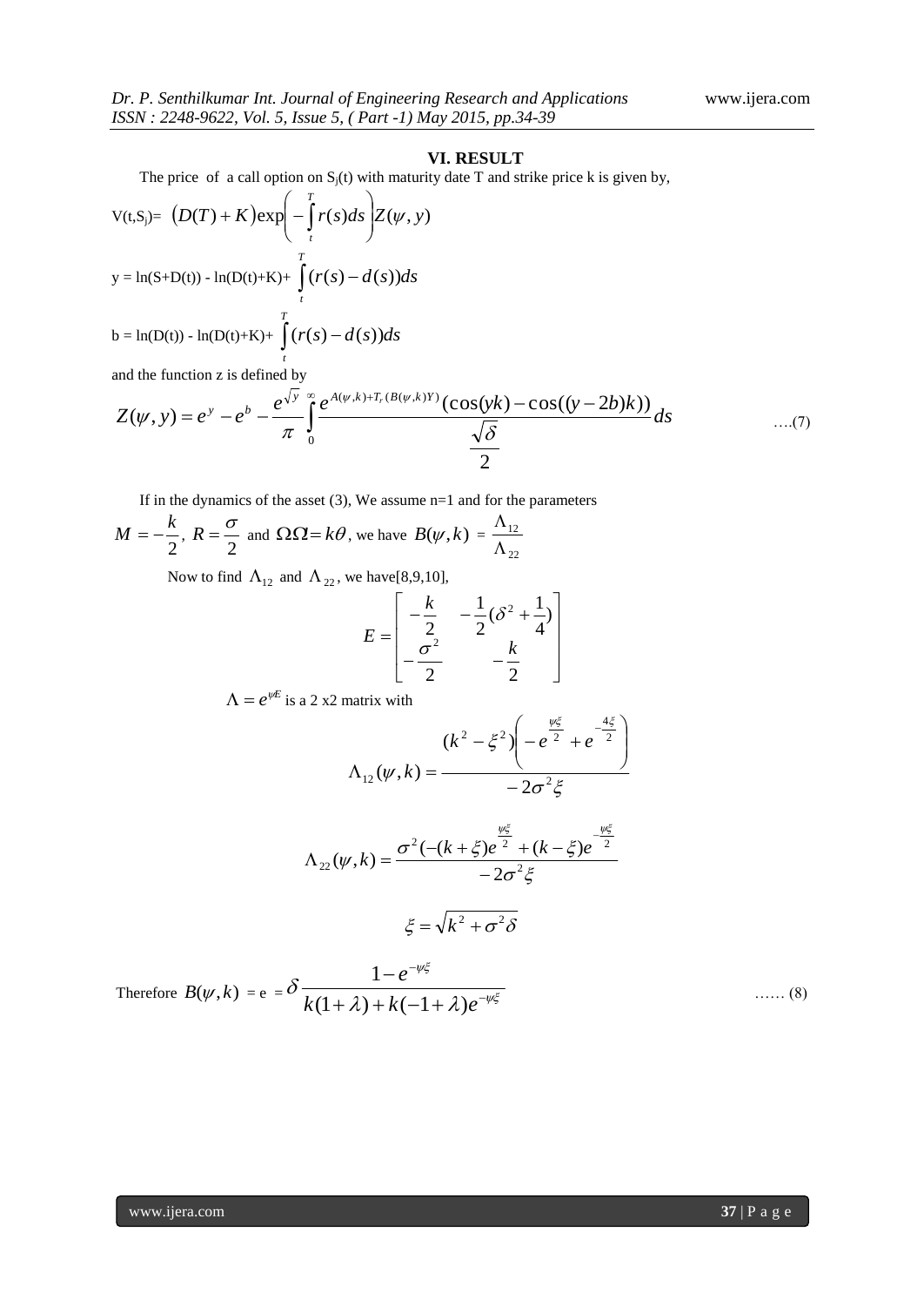## VI. RESULT

The price of a call option on $S_j(t)$ with maturity date T and strike price k is given by,

$$V(t,S_j)= \left(D(T)+K\right)\exp\left(-\int_t^T r(s)ds\right)Z(\psi,y)$$

$$y = \ln(S+D(t)) - \ln(D(t)+K)+ \int_t^T (r(s)-d(s))ds$$

$$b = \ln(D(t)) - \ln(D(t)+K)+ \int_t^T (r(s)-d(s))ds$$

and the function z is defined by

$$Z(\psi,y) = e^{y} - e^{b} - \frac{e^{\sqrt{y}}}{\pi}\int_0^\infty \frac{e^{A(\psi,k)+T_r(B(\psi,k)Y)}(\cos(yk)-\cos((y-2b)k))}{\frac{\sqrt{\delta}}{2}}ds \quad \text{….(7)}$$

If in the dynamics of the asset (3), We assume n=1 and for the parameters $M=-\frac{k}{2}$, $R=\frac{\sigma}{2}$ and $\Omega\Omega = k\theta$, we have $B(\psi,k) = \frac{\Lambda_{12}}{\Lambda_{22}}$

Now to find $\Lambda_{12}$ and $\Lambda_{22}$, we have[8,9,10],

$$E = \begin{bmatrix} -\frac{k}{2} & -\frac{1}{2}(\delta^2+\frac{1}{4}) \\ -\frac{\sigma^2}{2} & -\frac{k}{2} \end{bmatrix}$$

$\Lambda = e^{\psi E}$ is a 2 x2 matrix with

$$\Lambda_{12}(\psi,k) = \frac{(k^2-\xi^2)\left(-e^{\frac{\psi\xi}{2}} + e^{-\frac{4\xi}{2}}\right)}{-2\sigma^2\xi}$$

$$\Lambda_{22}(\psi,k) = \frac{\sigma^2(-(k+\xi)e^{\frac{\psi\xi}{2}} + (k-\xi)e^{-\frac{\psi\xi}{2}}}{-2\sigma^2\xi}$$

$$\xi = \sqrt{k^2+\sigma^2\delta}$$

Therefore $B(\psi,k)$ = e $= \delta\frac{1-e^{-\psi\xi}}{k(1+\lambda)+k(-1+\lambda)e^{-\psi\xi}}$ …… (8)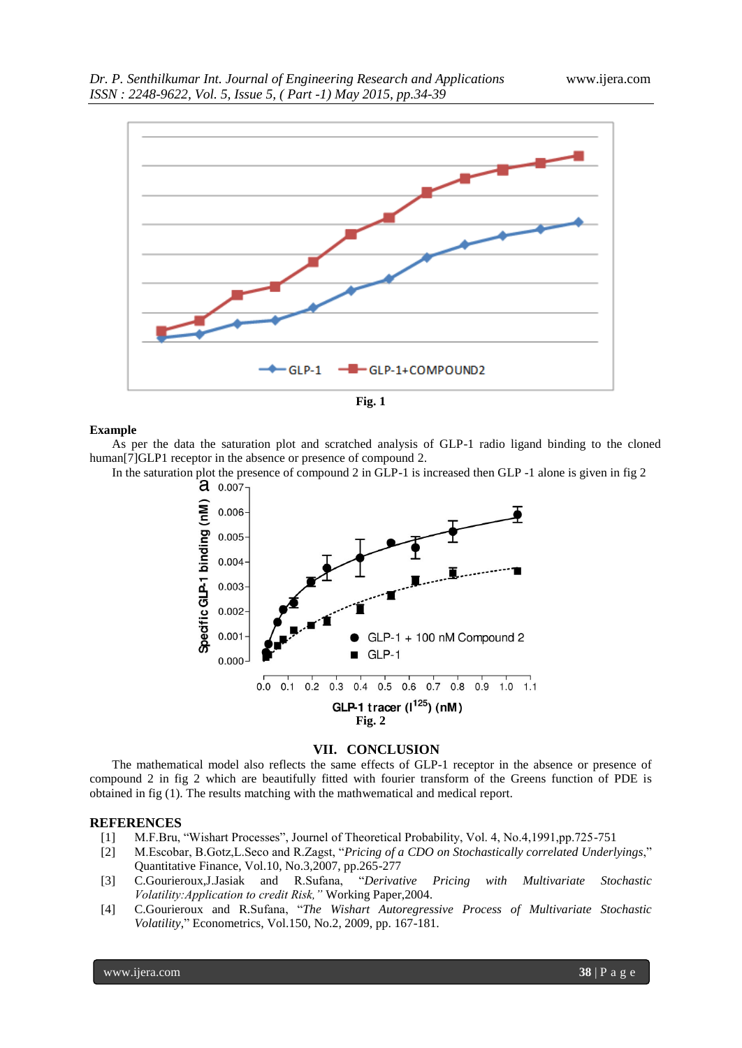Fig. 1

**Example**

As per the data the saturation plot and scratched analysis of GLP-1 radio ligand binding to the cloned human[7]GLP1 receptor in the absence or presence of compound 2.

In the saturation plot the presence of compound 2 in GLP-1 is increased then GLP -1 alone is given in fig 2

Fig. 2

## VII. CONCLUSION

The mathematical model also reflects the same effects of GLP-1 receptor in the absence or presence of compound 2 in fig 2 which are beautifully fitted with fourier transform of the Greens function of PDE is obtained in fig (1). The results matching with the mathwematical and medical report.

## REFERENCES

[1] M.F.Bru, "Wishart Processes", Journel of Theoretical Probability, Vol. 4, No.4,1991,pp.725-751

[2] M.Escobar, B.Gotz,L.Seco and R.Zagst, "*Pricing of a CDO on Stochastically correlated Underlyings*," Quantitative Finance, Vol.10, No.3,2007, pp.265-277

[3] C.Gourieroux,J.Jasiak and R.Sufana, "*Derivative Pricing with Multivariate Stochastic Volatility:Application to credit Risk,"* Working Paper,2004.

[4] C.Gourieroux and R.Sufana, "*The Wishart Autoregressive Process of Multivariate Stochastic Volatility*," Econometrics, Vol.150, No.2, 2009, pp. 167-181.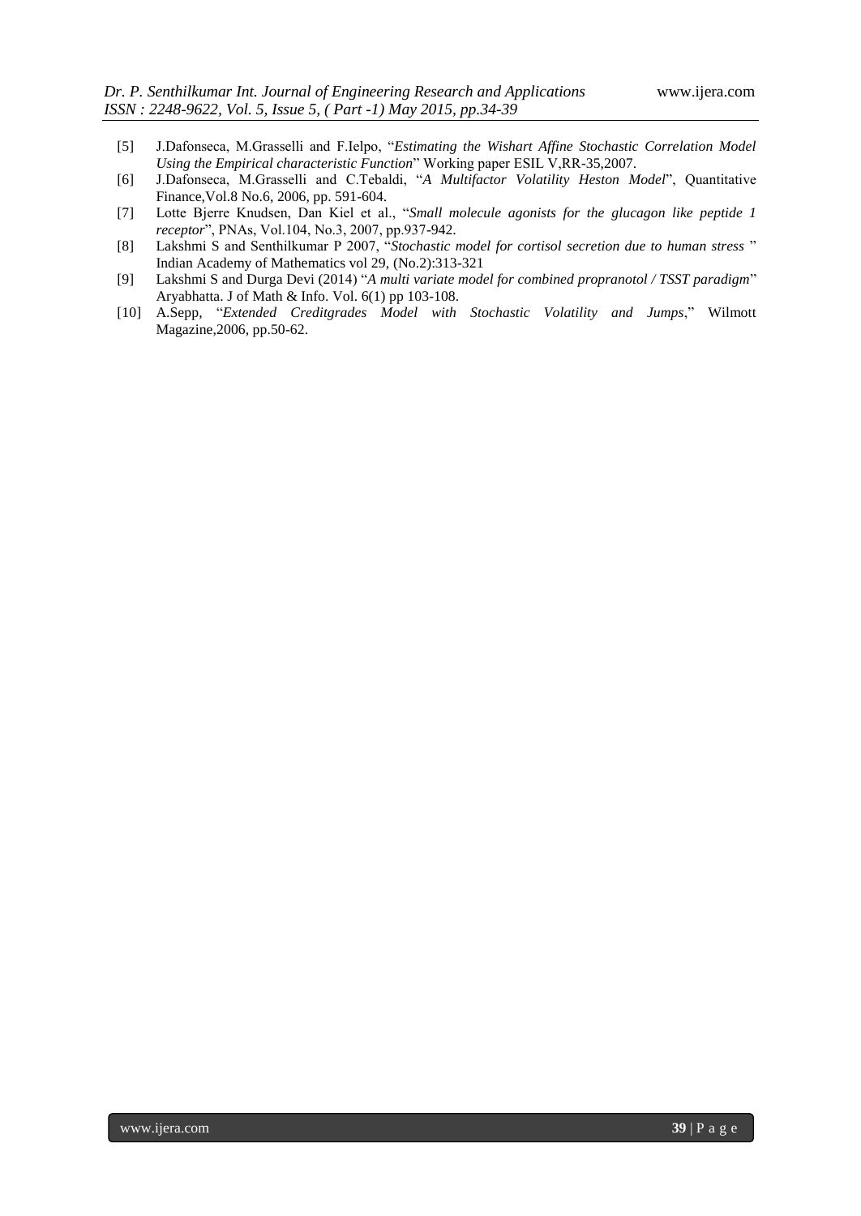[5] J.Dafonseca, M.Grasselli and F.Ielpo, "*Estimating the Wishart Affine Stochastic Correlation Model Using the Empirical characteristic Function*" Working paper ESIL V,RR-35,2007.

[6] J.Dafonseca, M.Grasselli and C.Tebaldi, "*A Multifactor Volatility Heston Model*", Quantitative Finance,Vol.8 No.6, 2006, pp. 591-604.

[7] Lotte Bjerre Knudsen, Dan Kiel et al., "*Small molecule agonists for the glucagon like peptide 1 receptor*", PNAs, Vol.104, No.3, 2007, pp.937-942.

[8] Lakshmi S and Senthilkumar P 2007, "*Stochastic model for cortisol secretion due to human stress* " Indian Academy of Mathematics vol 29, (No.2):313-321

[9] Lakshmi S and Durga Devi (2014) "*A multi variate model for combined propranotol / TSST paradigm*" Aryabhatta. J of Math & Info. Vol. 6(1) pp 103-108.

[10] A.Sepp, "*Extended Creditgrades Model with Stochastic Volatility and Jumps*," Wilmott Magazine,2006, pp.50-62.